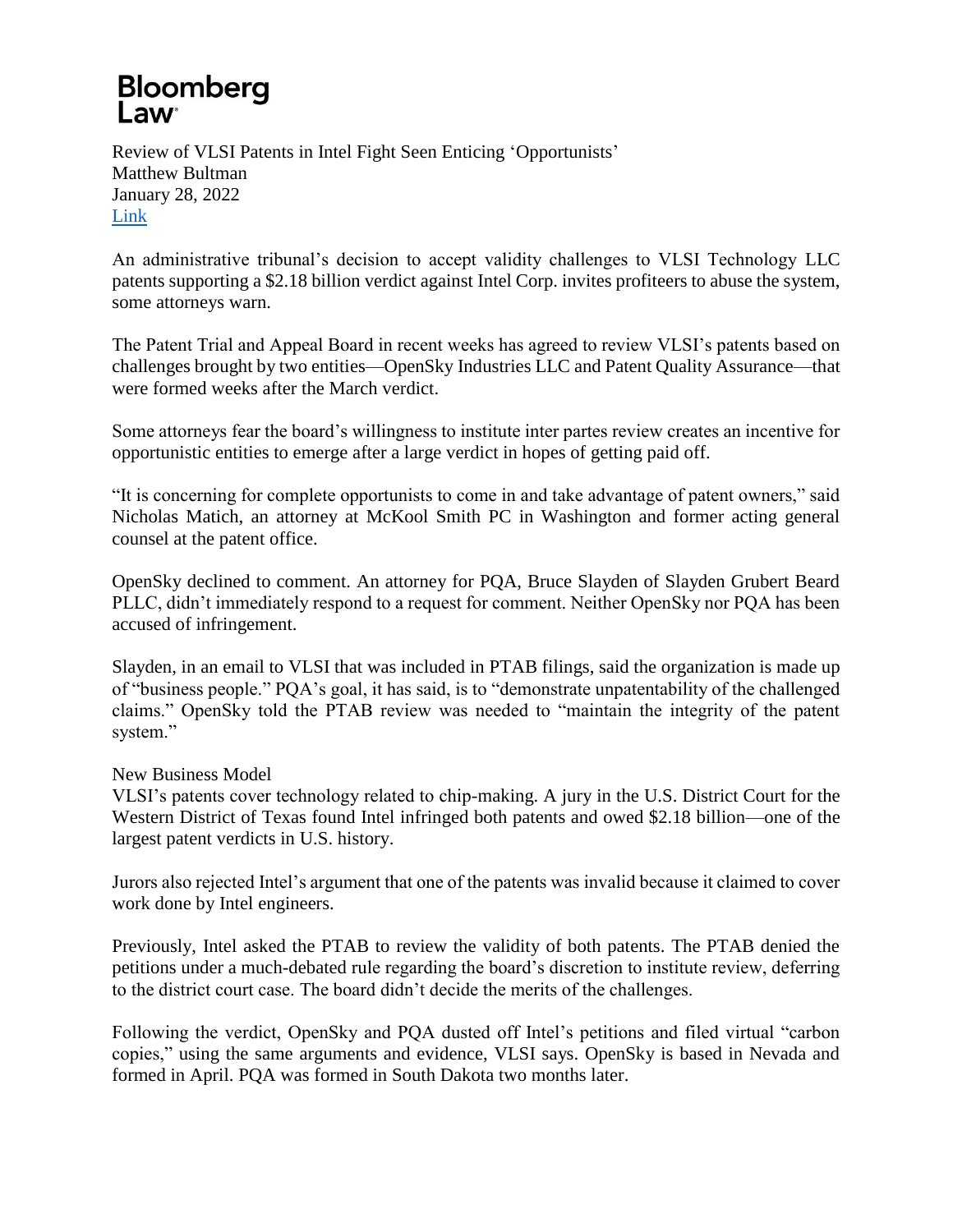# Bloomberg Law

Review of VLSI Patents in Intel Fight Seen Enticing 'Opportunists'
Matthew Bultman
January 28, 2022
Link

An administrative tribunal's decision to accept validity challenges to VLSI Technology LLC patents supporting a $2.18 billion verdict against Intel Corp. invites profiteers to abuse the system, some attorneys warn.

The Patent Trial and Appeal Board in recent weeks has agreed to review VLSI's patents based on challenges brought by two entities—OpenSky Industries LLC and Patent Quality Assurance—that were formed weeks after the March verdict.

Some attorneys fear the board's willingness to institute inter partes review creates an incentive for opportunistic entities to emerge after a large verdict in hopes of getting paid off.

"It is concerning for complete opportunists to come in and take advantage of patent owners," said Nicholas Matich, an attorney at McKool Smith PC in Washington and former acting general counsel at the patent office.

OpenSky declined to comment. An attorney for PQA, Bruce Slayden of Slayden Grubert Beard PLLC, didn't immediately respond to a request for comment. Neither OpenSky nor PQA has been accused of infringement.

Slayden, in an email to VLSI that was included in PTAB filings, said the organization is made up of "business people." PQA's goal, it has said, is to "demonstrate unpatentability of the challenged claims." OpenSky told the PTAB review was needed to "maintain the integrity of the patent system."

## New Business Model

VLSI's patents cover technology related to chip-making. A jury in the U.S. District Court for the Western District of Texas found Intel infringed both patents and owed $2.18 billion—one of the largest patent verdicts in U.S. history.

Jurors also rejected Intel's argument that one of the patents was invalid because it claimed to cover work done by Intel engineers.

Previously, Intel asked the PTAB to review the validity of both patents. The PTAB denied the petitions under a much-debated rule regarding the board's discretion to institute review, deferring to the district court case. The board didn't decide the merits of the challenges.

Following the verdict, OpenSky and PQA dusted off Intel's petitions and filed virtual "carbon copies," using the same arguments and evidence, VLSI says. OpenSky is based in Nevada and formed in April. PQA was formed in South Dakota two months later.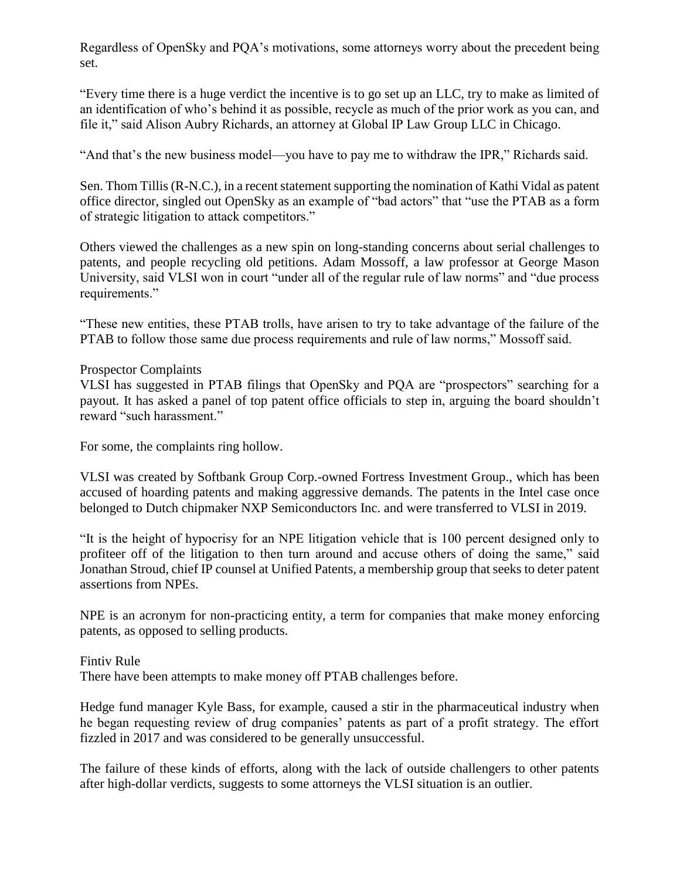Regardless of OpenSky and PQA's motivations, some attorneys worry about the precedent being set.

"Every time there is a huge verdict the incentive is to go set up an LLC, try to make as limited of an identification of who's behind it as possible, recycle as much of the prior work as you can, and file it," said Alison Aubry Richards, an attorney at Global IP Law Group LLC in Chicago.

"And that's the new business model—you have to pay me to withdraw the IPR," Richards said.

Sen. Thom Tillis (R-N.C.), in a recent statement supporting the nomination of Kathi Vidal as patent office director, singled out OpenSky as an example of "bad actors" that "use the PTAB as a form of strategic litigation to attack competitors."

Others viewed the challenges as a new spin on long-standing concerns about serial challenges to patents, and people recycling old petitions. Adam Mossoff, a law professor at George Mason University, said VLSI won in court "under all of the regular rule of law norms" and "due process requirements."

"These new entities, these PTAB trolls, have arisen to try to take advantage of the failure of the PTAB to follow those same due process requirements and rule of law norms," Mossoff said.

## Prospector Complaints

VLSI has suggested in PTAB filings that OpenSky and PQA are "prospectors" searching for a payout. It has asked a panel of top patent office officials to step in, arguing the board shouldn't reward "such harassment."

For some, the complaints ring hollow.

VLSI was created by Softbank Group Corp.-owned Fortress Investment Group., which has been accused of hoarding patents and making aggressive demands. The patents in the Intel case once belonged to Dutch chipmaker NXP Semiconductors Inc. and were transferred to VLSI in 2019.

"It is the height of hypocrisy for an NPE litigation vehicle that is 100 percent designed only to profiteer off of the litigation to then turn around and accuse others of doing the same," said Jonathan Stroud, chief IP counsel at Unified Patents, a membership group that seeks to deter patent assertions from NPEs.

NPE is an acronym for non-practicing entity, a term for companies that make money enforcing patents, as opposed to selling products.

## Fintiv Rule

There have been attempts to make money off PTAB challenges before.

Hedge fund manager Kyle Bass, for example, caused a stir in the pharmaceutical industry when he began requesting review of drug companies' patents as part of a profit strategy. The effort fizzled in 2017 and was considered to be generally unsuccessful.

The failure of these kinds of efforts, along with the lack of outside challengers to other patents after high-dollar verdicts, suggests to some attorneys the VLSI situation is an outlier.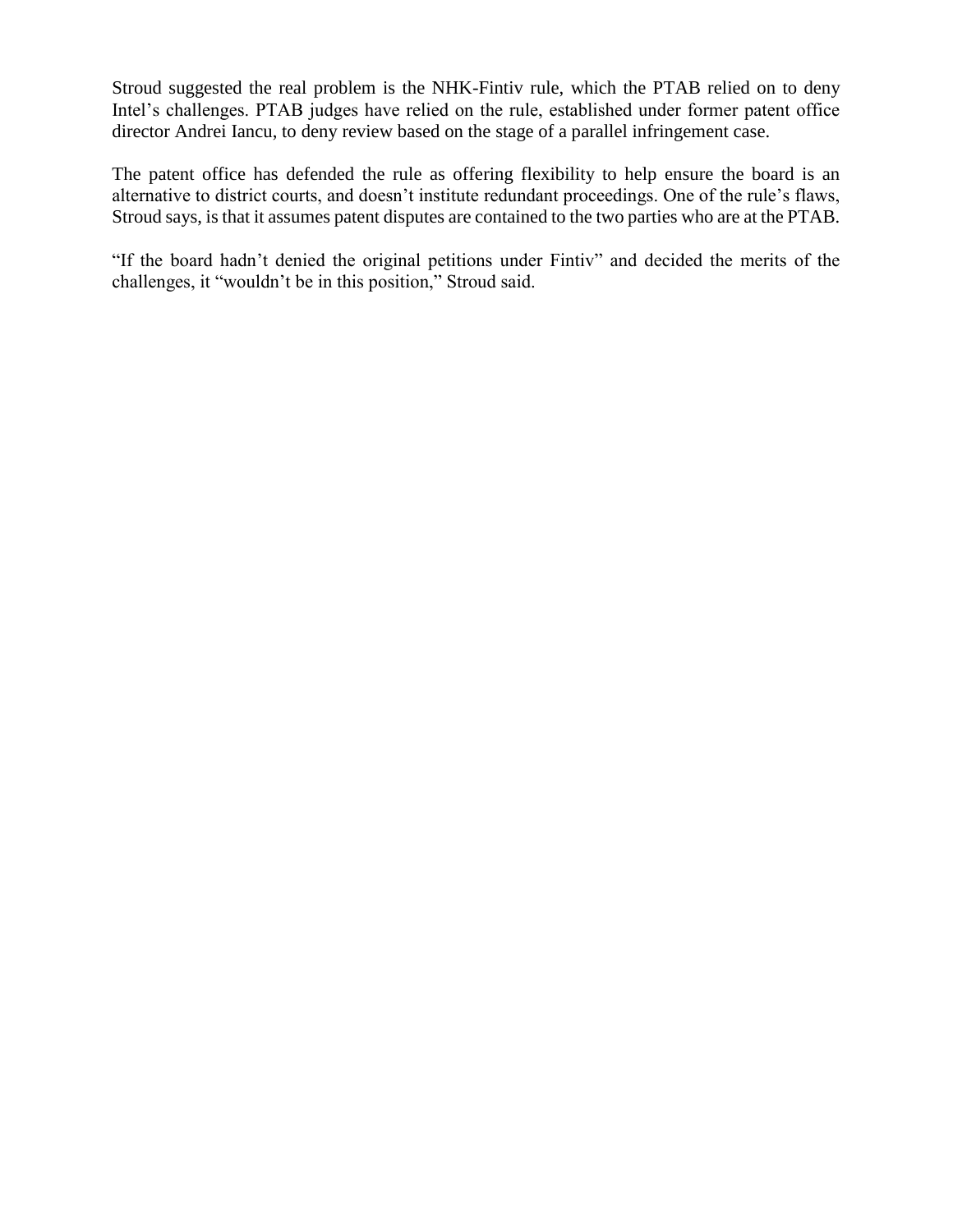Stroud suggested the real problem is the NHK-Fintiv rule, which the PTAB relied on to deny Intel's challenges. PTAB judges have relied on the rule, established under former patent office director Andrei Iancu, to deny review based on the stage of a parallel infringement case.

The patent office has defended the rule as offering flexibility to help ensure the board is an alternative to district courts, and doesn't institute redundant proceedings. One of the rule's flaws, Stroud says, is that it assumes patent disputes are contained to the two parties who are at the PTAB.

"If the board hadn't denied the original petitions under Fintiv" and decided the merits of the challenges, it "wouldn't be in this position," Stroud said.